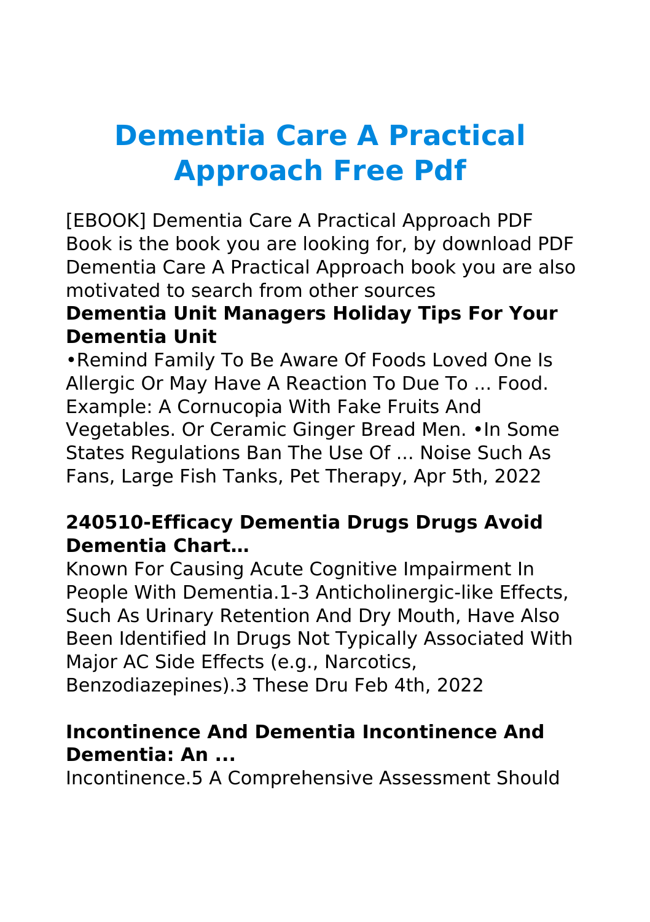# Dementia Care A Practical Approach Free Pdf

[EBOOK] Dementia Care A Practical Approach PDF Book is the book you are looking for, by download PDF Dementia Care A Practical Approach book you are also motivated to search from other sources

### Dementia Unit Managers Holiday Tips For Your Dementia Unit

•Remind Family To Be Aware Of Foods Loved One Is Allergic Or May Have A Reaction To Due To ... Food. Example: A Cornucopia With Fake Fruits And Vegetables. Or Ceramic Ginger Bread Men. •In Some States Regulations Ban The Use Of ... Noise Such As Fans, Large Fish Tanks, Pet Therapy, Apr 5th, 2022

### 240510-Efficacy Dementia Drugs Drugs Avoid Dementia Chart…

Known For Causing Acute Cognitive Impairment In People With Dementia.1-3 Anticholinergic-like Effects, Such As Urinary Retention And Dry Mouth, Have Also Been Identified In Drugs Not Typically Associated With Major AC Side Effects (e.g., Narcotics, Benzodiazepines).3 These Dru Feb 4th, 2022

### Incontinence And Dementia Incontinence And Dementia: An ...

Incontinence.5 A Comprehensive Assessment Should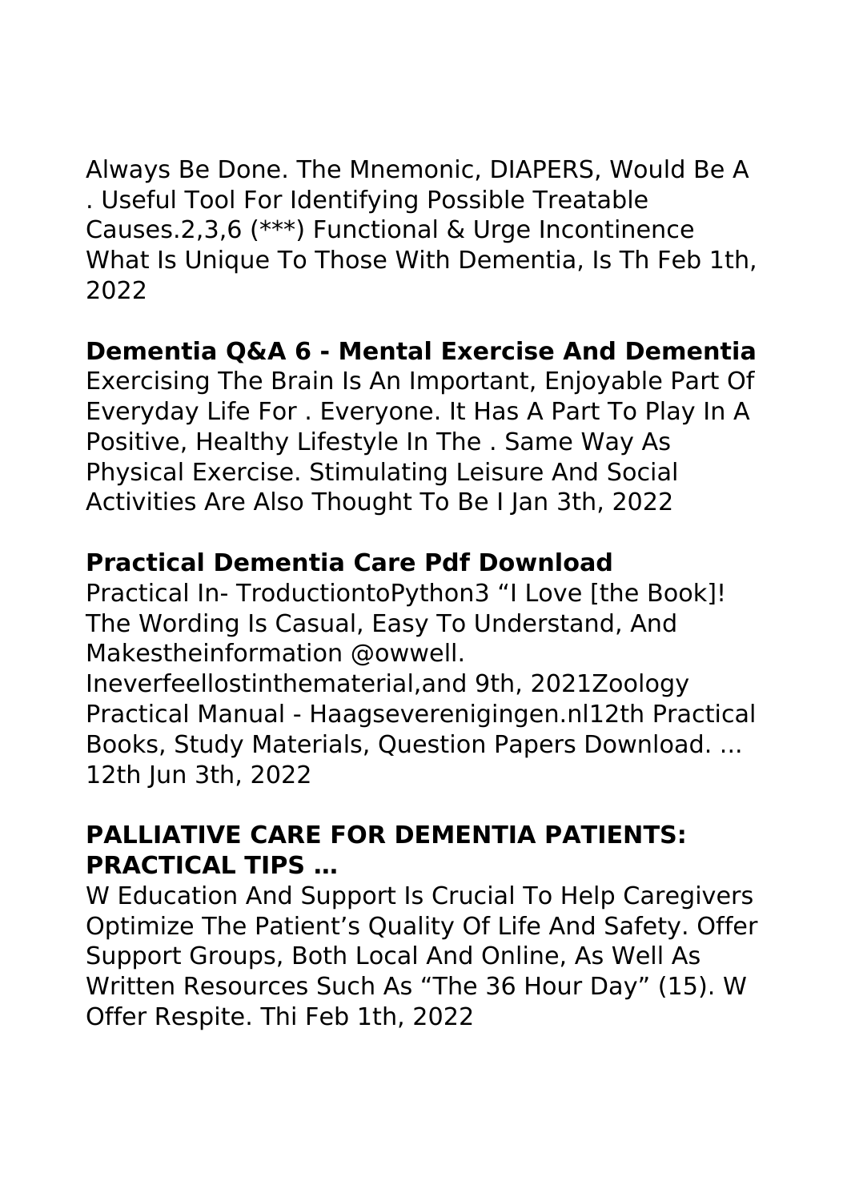Always Be Done. The Mnemonic, DIAPERS, Would Be A . Useful Tool For Identifying Possible Treatable Causes.2,3,6 (***) Functional & Urge Incontinence What Is Unique To Those With Dementia, Is Th Feb 1th, 2022

### Dementia Q&A 6 - Mental Exercise And Dementia

Exercising The Brain Is An Important, Enjoyable Part Of Everyday Life For . Everyone. It Has A Part To Play In A Positive, Healthy Lifestyle In The . Same Way As Physical Exercise. Stimulating Leisure And Social Activities Are Also Thought To Be I Jan 3th, 2022

### Practical Dementia Care Pdf Download

Practical In- TroductiontoPython3 "I Love [the Book]! The Wording Is Casual, Easy To Understand, And Makestheinformation @owwell. Ineverfeellostinthematerial,and 9th, 2021Zoology Practical Manual - Haagseverenigingen.nl12th Practical Books, Study Materials, Question Papers Download. ... 12th Jun 3th, 2022

### PALLIATIVE CARE FOR DEMENTIA PATIENTS: PRACTICAL TIPS …

W Education And Support Is Crucial To Help Caregivers Optimize The Patient's Quality Of Life And Safety. Offer Support Groups, Both Local And Online, As Well As Written Resources Such As "The 36 Hour Day" (15). W Offer Respite. Thi Feb 1th, 2022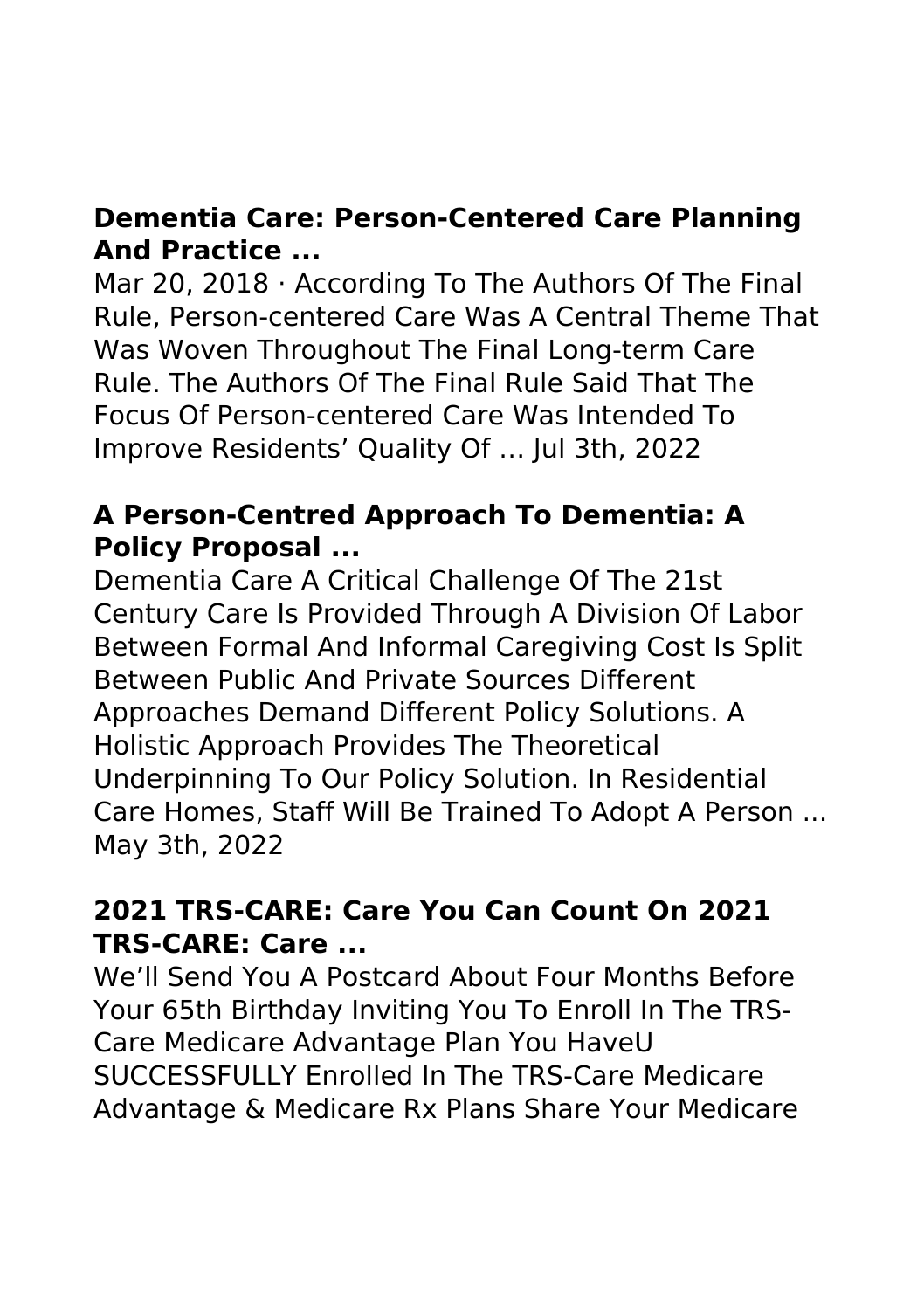### Dementia Care: Person-Centered Care Planning And Practice ...

Mar 20, 2018 · According To The Authors Of The Final Rule, Person-centered Care Was A Central Theme That Was Woven Throughout The Final Long-term Care Rule. The Authors Of The Final Rule Said That The Focus Of Person-centered Care Was Intended To Improve Residents' Quality Of … Jul 3th, 2022

### A Person-Centred Approach To Dementia: A Policy Proposal ...

Dementia Care A Critical Challenge Of The 21st Century Care Is Provided Through A Division Of Labor Between Formal And Informal Caregiving Cost Is Split Between Public And Private Sources Different Approaches Demand Different Policy Solutions. A Holistic Approach Provides The Theoretical Underpinning To Our Policy Solution. In Residential Care Homes, Staff Will Be Trained To Adopt A Person ... May 3th, 2022

### 2021 TRS-CARE: Care You Can Count On 2021 TRS-CARE: Care ...

We'll Send You A Postcard About Four Months Before Your 65th Birthday Inviting You To Enroll In The TRS-Care Medicare Advantage Plan You HaveU SUCCESSFULLY Enrolled In The TRS-Care Medicare Advantage & Medicare Rx Plans Share Your Medicare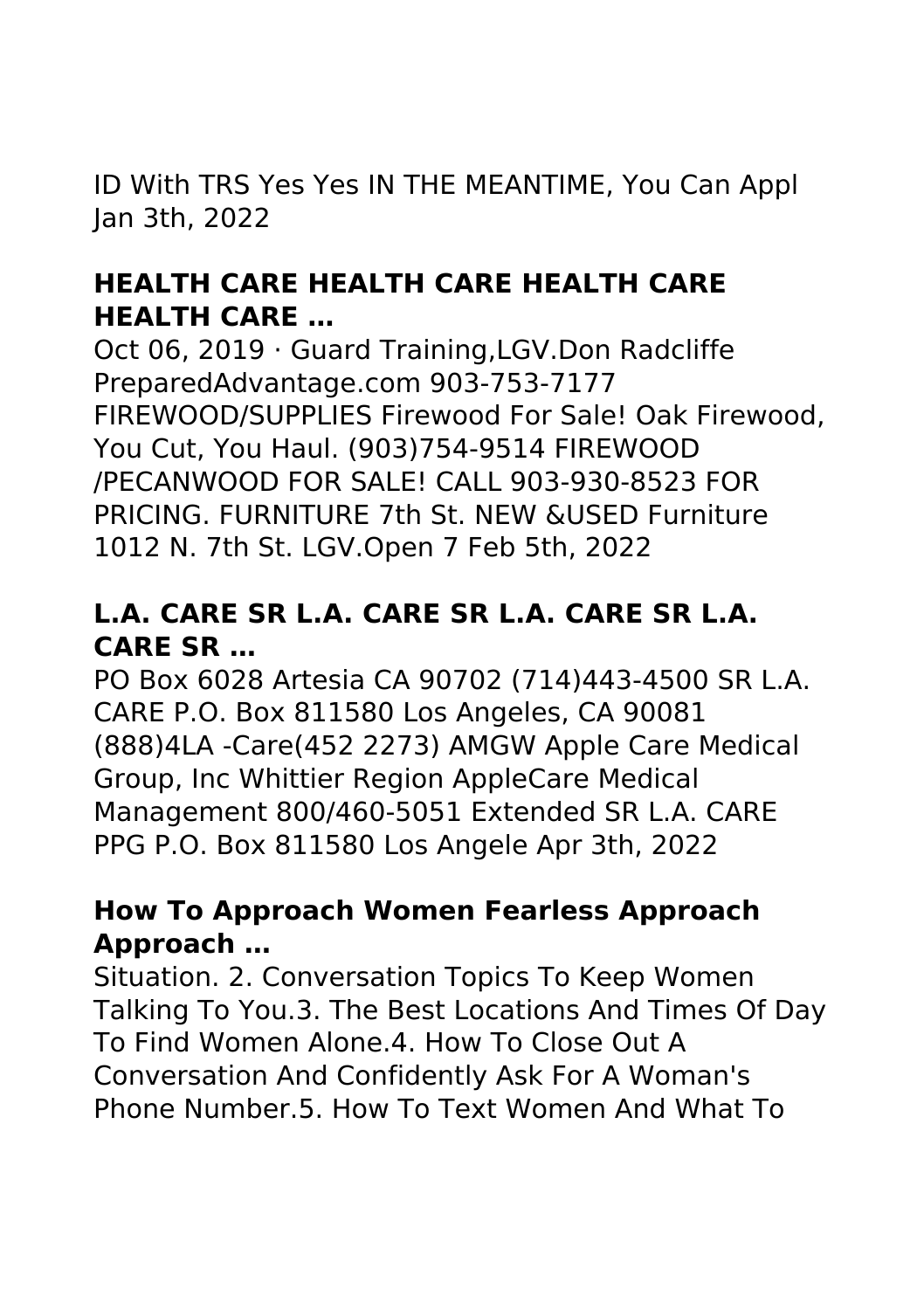ID With TRS Yes Yes IN THE MEANTIME, You Can Appl Jan 3th, 2022

### HEALTH CARE HEALTH CARE HEALTH CARE HEALTH CARE …

Oct 06, 2019 · Guard Training,LGV.Don Radcliffe PreparedAdvantage.com 903-753-7177 FIREWOOD/SUPPLIES Firewood For Sale! Oak Firewood, You Cut, You Haul. (903)754-9514 FIREWOOD /PECANWOOD FOR SALE! CALL 903-930-8523 FOR PRICING. FURNITURE 7th St. NEW &USED Furniture 1012 N. 7th St. LGV.Open 7 Feb 5th, 2022

### L.A. CARE SR L.A. CARE SR L.A. CARE SR L.A. CARE SR …

PO Box 6028 Artesia CA 90702 (714)443-4500 SR L.A. CARE P.O. Box 811580 Los Angeles, CA 90081 (888)4LA -Care(452 2273) AMGW Apple Care Medical Group, Inc Whittier Region AppleCare Medical Management 800/460-5051 Extended SR L.A. CARE PPG P.O. Box 811580 Los Angele Apr 3th, 2022

### How To Approach Women Fearless Approach Approach …

Situation. 2. Conversation Topics To Keep Women Talking To You.3. The Best Locations And Times Of Day To Find Women Alone.4. How To Close Out A Conversation And Confidently Ask For A Woman's Phone Number.5. How To Text Women And What To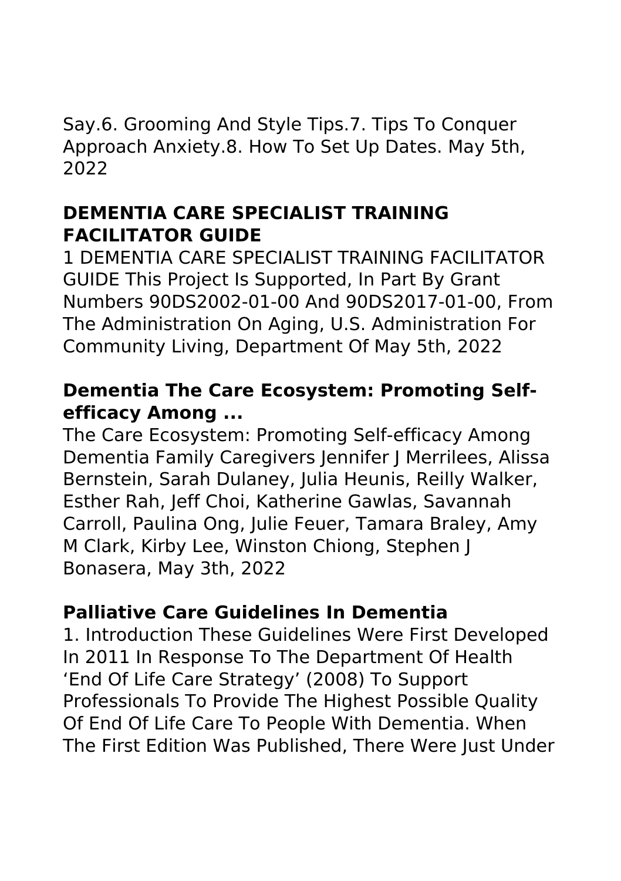Say.6. Grooming And Style Tips.7. Tips To Conquer Approach Anxiety.8. How To Set Up Dates. May 5th, 2022

### DEMENTIA CARE SPECIALIST TRAINING FACILITATOR GUIDE

1 DEMENTIA CARE SPECIALIST TRAINING FACILITATOR GUIDE This Project Is Supported, In Part By Grant Numbers 90DS2002-01-00 And 90DS2017-01-00, From The Administration On Aging, U.S. Administration For Community Living, Department Of May 5th, 2022

### Dementia The Care Ecosystem: Promoting Self-efficacy Among ...

The Care Ecosystem: Promoting Self-efficacy Among Dementia Family Caregivers Jennifer J Merrilees, Alissa Bernstein, Sarah Dulaney, Julia Heunis, Reilly Walker, Esther Rah, Jeff Choi, Katherine Gawlas, Savannah Carroll, Paulina Ong, Julie Feuer, Tamara Braley, Amy M Clark, Kirby Lee, Winston Chiong, Stephen J Bonasera, May 3th, 2022

### Palliative Care Guidelines In Dementia

1. Introduction These Guidelines Were First Developed In 2011 In Response To The Department Of Health 'End Of Life Care Strategy' (2008) To Support Professionals To Provide The Highest Possible Quality Of End Of Life Care To People With Dementia. When The First Edition Was Published, There Were Just Under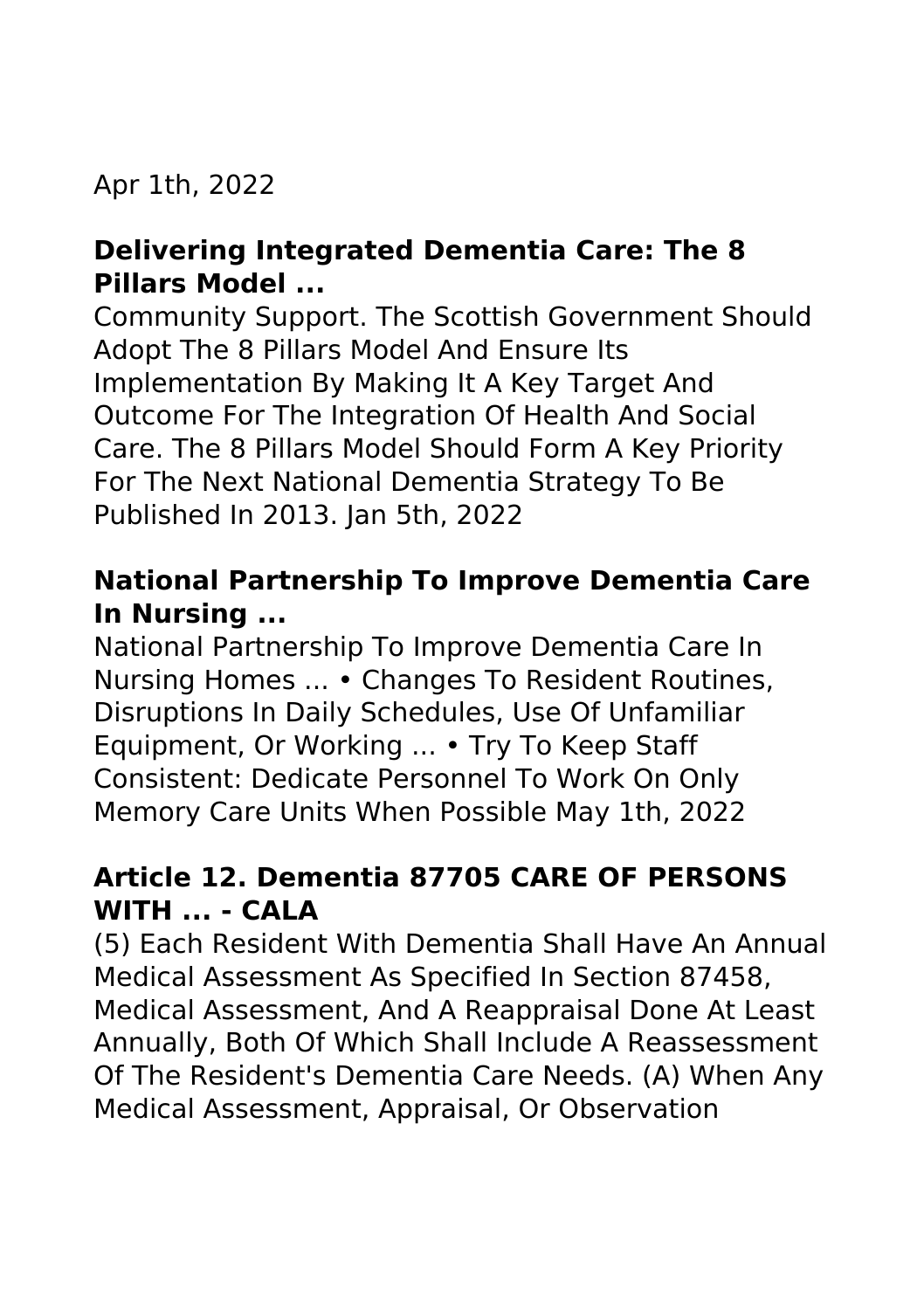Apr 1th, 2022

### **Delivering Integrated Dementia Care: The 8 Pillars Model ...**

Community Support. The Scottish Government Should Adopt The 8 Pillars Model And Ensure Its Implementation By Making It A Key Target And Outcome For The Integration Of Health And Social Care. The 8 Pillars Model Should Form A Key Priority For The Next National Dementia Strategy To Be Published In 2013. Jan 5th, 2022

### **National Partnership To Improve Dementia Care In Nursing ...**

National Partnership To Improve Dementia Care In Nursing Homes ... • Changes To Resident Routines, Disruptions In Daily Schedules, Use Of Unfamiliar Equipment, Or Working ... • Try To Keep Staff Consistent: Dedicate Personnel To Work On Only Memory Care Units When Possible May 1th, 2022

### **Article 12. Dementia 87705 CARE OF PERSONS WITH ... - CALA**

(5) Each Resident With Dementia Shall Have An Annual Medical Assessment As Specified In Section 87458, Medical Assessment, And A Reappraisal Done At Least Annually, Both Of Which Shall Include A Reassessment Of The Resident's Dementia Care Needs. (A) When Any Medical Assessment, Appraisal, Or Observation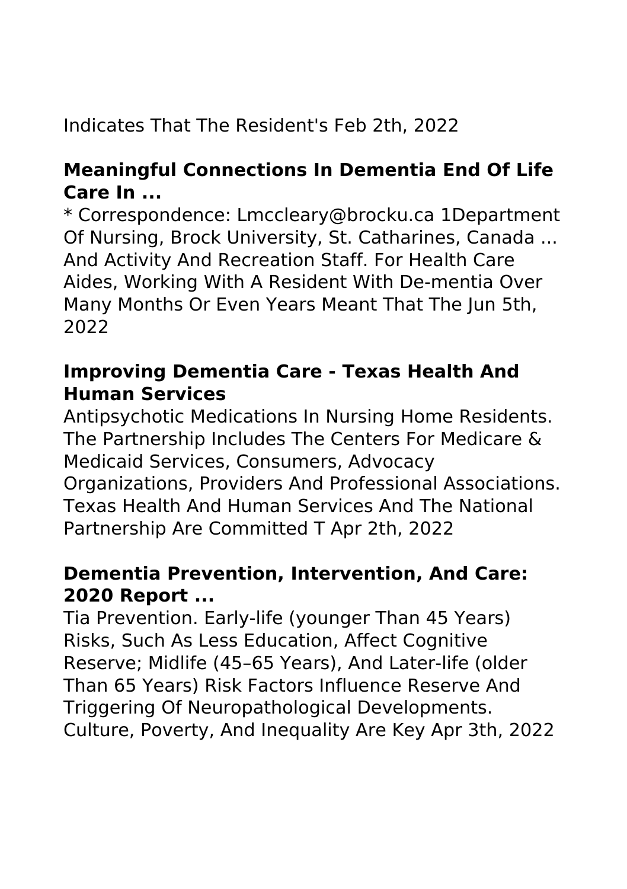Indicates That The Resident's Feb 2th, 2022

### Meaningful Connections In Dementia End Of Life Care In ...

* Correspondence: Lmccleary@brocku.ca 1Department Of Nursing, Brock University, St. Catharines, Canada ... And Activity And Recreation Staff. For Health Care Aides, Working With A Resident With De-mentia Over Many Months Or Even Years Meant That The Jun 5th, 2022

### Improving Dementia Care - Texas Health And Human Services

Antipsychotic Medications In Nursing Home Residents. The Partnership Includes The Centers For Medicare & Medicaid Services, Consumers, Advocacy Organizations, Providers And Professional Associations. Texas Health And Human Services And The National Partnership Are Committed T Apr 2th, 2022

### Dementia Prevention, Intervention, And Care: 2020 Report ...

Tia Prevention. Early-life (younger Than 45 Years) Risks, Such As Less Education, Affect Cognitive Reserve; Midlife (45–65 Years), And Later-life (older Than 65 Years) Risk Factors Influence Reserve And Triggering Of Neuropathological Developments. Culture, Poverty, And Inequality Are Key Apr 3th, 2022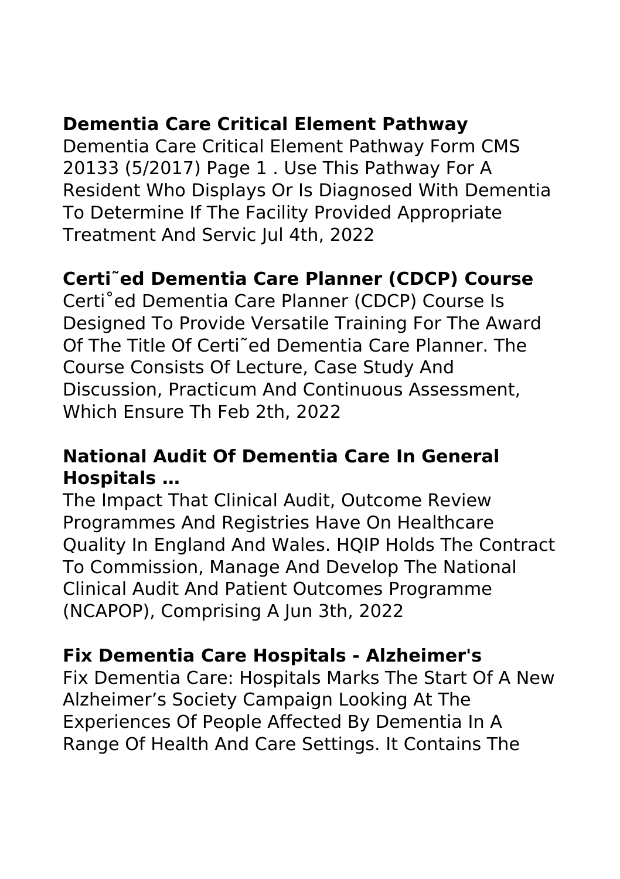## Dementia Care Critical Element Pathway

Dementia Care Critical Element Pathway Form CMS 20133 (5/2017) Page 1 . Use This Pathway For A Resident Who Displays Or Is Diagnosed With Dementia To Determine If The Facility Provided Appropriate Treatment And Servic Jul 4th, 2022

## Certi˜ed Dementia Care Planner (CDCP) Course

Certi˚ed Dementia Care Planner (CDCP) Course Is Designed To Provide Versatile Training For The Award Of The Title Of Certi˜ed Dementia Care Planner. The Course Consists Of Lecture, Case Study And Discussion, Practicum And Continuous Assessment, Which Ensure Th Feb 2th, 2022

## National Audit Of Dementia Care In General Hospitals …

The Impact That Clinical Audit, Outcome Review Programmes And Registries Have On Healthcare Quality In England And Wales. HQIP Holds The Contract To Commission, Manage And Develop The National Clinical Audit And Patient Outcomes Programme (NCAPOP), Comprising A Jun 3th, 2022

## Fix Dementia Care Hospitals - Alzheimer's

Fix Dementia Care: Hospitals Marks The Start Of A New Alzheimer's Society Campaign Looking At The Experiences Of People Affected By Dementia In A Range Of Health And Care Settings. It Contains The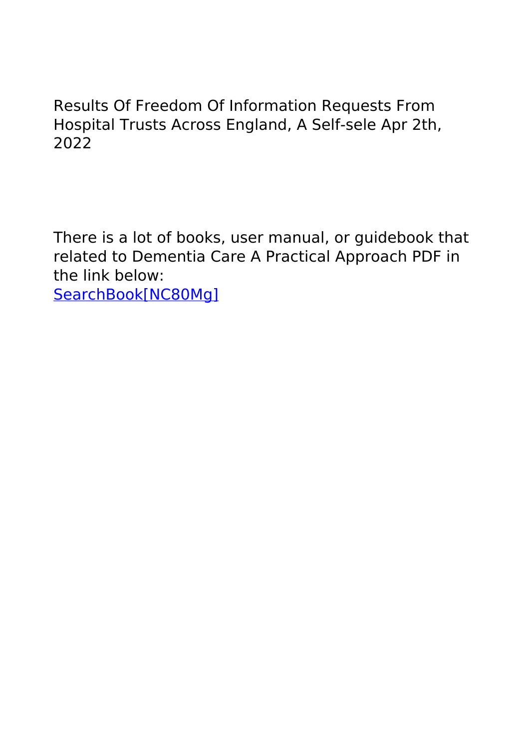Results Of Freedom Of Information Requests From Hospital Trusts Across England, A Self-sele Apr 2th, 2022

There is a lot of books, user manual, or guidebook that related to Dementia Care A Practical Approach PDF in the link below:

SearchBook[NC80Mg]